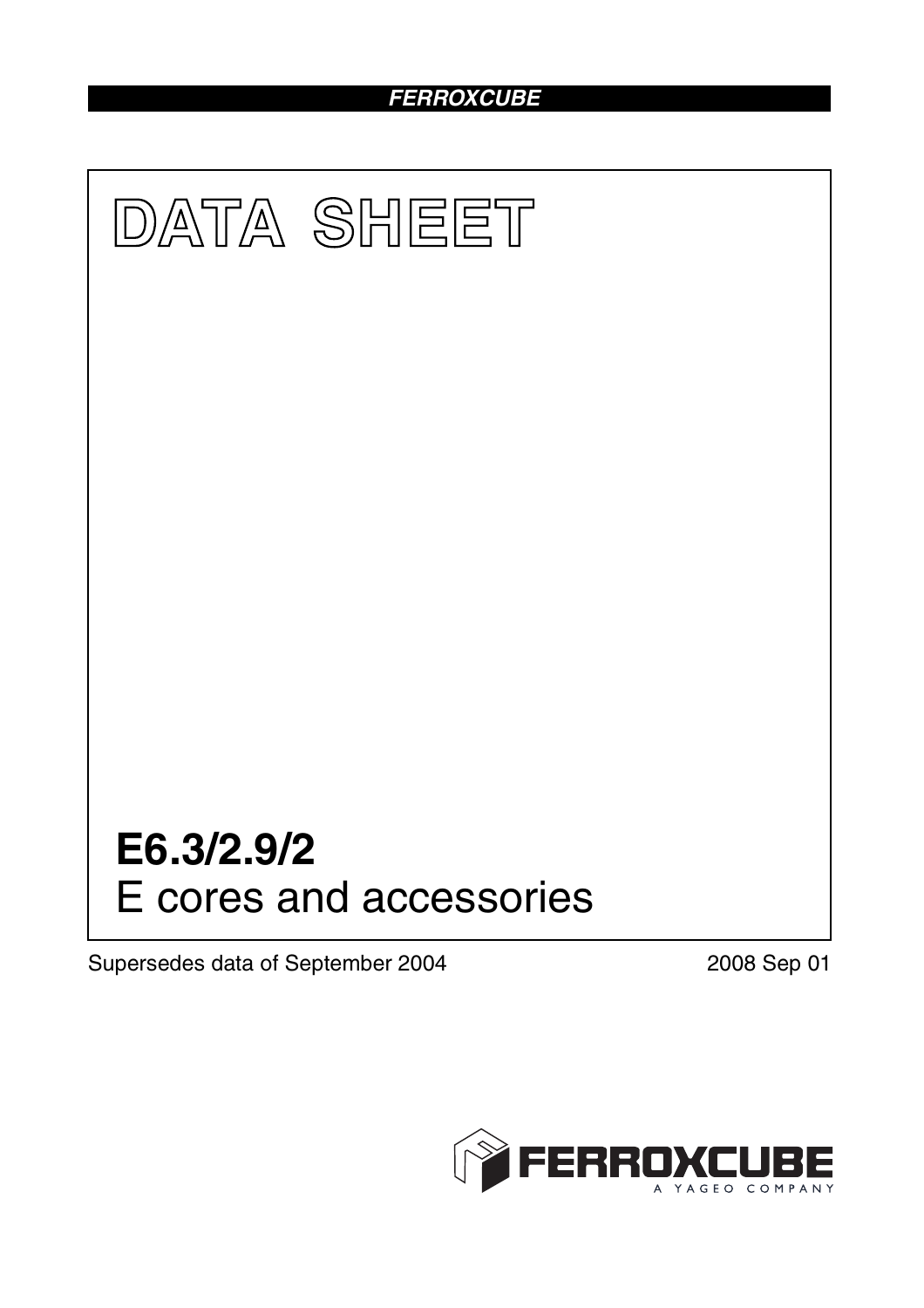FERROXCUBE

# DATA SHEET

# E6.3/2.9/2

E cores and accessories

Supersedes data of September 2004

2008 Sep 01

FERROXCUBE

A YAGEO COMPANY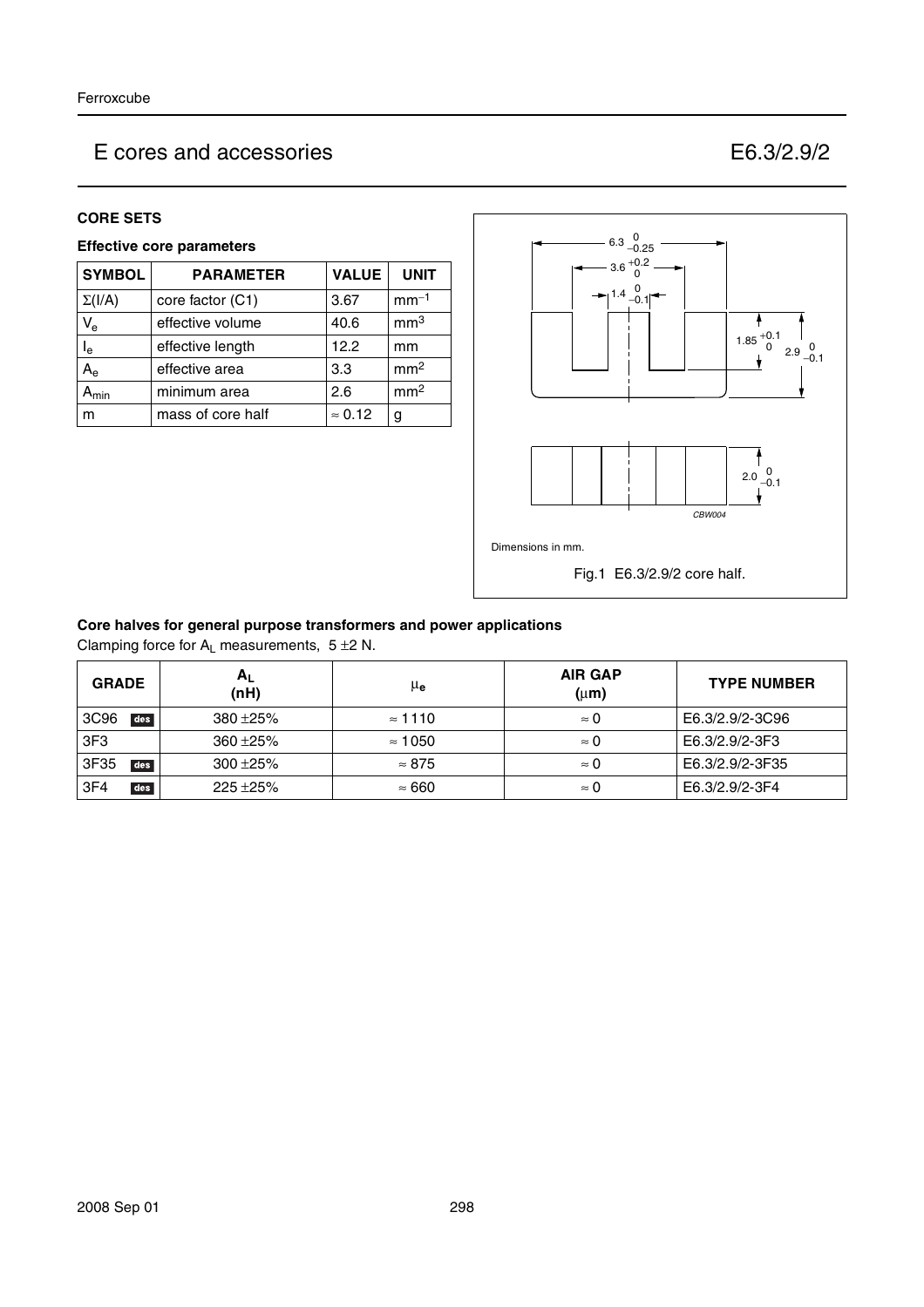# E cores and accessories E6.3/2.9/2

## CORE SETS

### Effective core parameters

| SYMBOL | PARAMETER | VALUE | UNIT |
|---|---|---|---|
| $\Sigma(I/A)$ | core factor (C1) | 3.67 | $mm^{-1}$ |
| $V_e$ | effective volume | 40.6 | $mm^3$ |
| $l_e$ | effective length | 12.2 | mm |
| $A_e$ | effective area | 3.3 | $mm^2$ |
| $A_{min}$ | minimum area | 2.6 | $mm^2$ |
| m | mass of core half | ≈ 0.12 | g |

Dimensions in mm.

Fig.1 E6.3/2.9/2 core half.

### Core halves for general purpose transformers and power applications

Clamping force for $A_L$ measurements, 5 ±2 N.

| GRADE | $A_L$ (nH) | $\mu_e$ | AIR GAP (μm) | TYPE NUMBER |
|---|---|---|---|---|
| 3C96 des | 380 ±25% | ≈ 1110 | ≈ 0 | E6.3/2.9/2-3C96 |
| 3F3 | 360 ±25% | ≈ 1050 | ≈ 0 | E6.3/2.9/2-3F3 |
| 3F35 des | 300 ±25% | ≈ 875 | ≈ 0 | E6.3/2.9/2-3F35 |
| 3F4 des | 225 ±25% | ≈ 660 | ≈ 0 | E6.3/2.9/2-3F4 |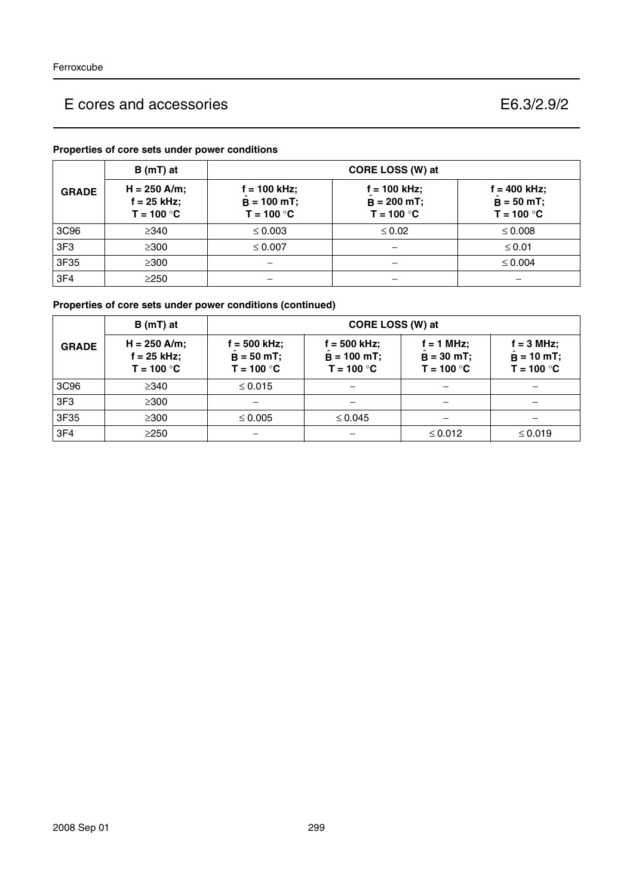## Properties of core sets under power conditions

| GRADE | B (mT) at | CORE LOSS (W) at | | |
|---|---|---|---|---|
| | H = 250 A/m; f = 25 kHz; T = 100 °C | f = 100 kHz; $\hat{B}$ = 100 mT; T = 100 °C | f = 100 kHz; $\hat{B}$ = 200 mT; T = 100 °C | f = 400 kHz; $\hat{B}$ = 50 mT; T = 100 °C |
| 3C96 | ≥340 | ≤ 0.003 | ≤ 0.02 | ≤ 0.008 |
| 3F3 | ≥300 | ≤ 0.007 | − | ≤ 0.01 |
| 3F35 | ≥300 | − | − | ≤ 0.004 |
| 3F4 | ≥250 | − | − | − |

## Properties of core sets under power conditions (continued)

| GRADE | B (mT) at | CORE LOSS (W) at | | | |
|---|---|---|---|---|---|
| | H = 250 A/m; f = 25 kHz; T = 100 °C | f = 500 kHz; $\hat{B}$ = 50 mT; T = 100 °C | f = 500 kHz; $\hat{B}$ = 100 mT; T = 100 °C | f = 1 MHz; $\hat{B}$ = 30 mT; T = 100 °C | f = 3 MHz; $\hat{B}$ = 10 mT; T = 100 °C |
| 3C96 | ≥340 | ≤ 0.015 | − | − | − |
| 3F3 | ≥300 | − | − | − | − |
| 3F35 | ≥300 | ≤ 0.005 | ≤ 0.045 | − | − |
| 3F4 | ≥250 | − | − | ≤ 0.012 | ≤ 0.019 |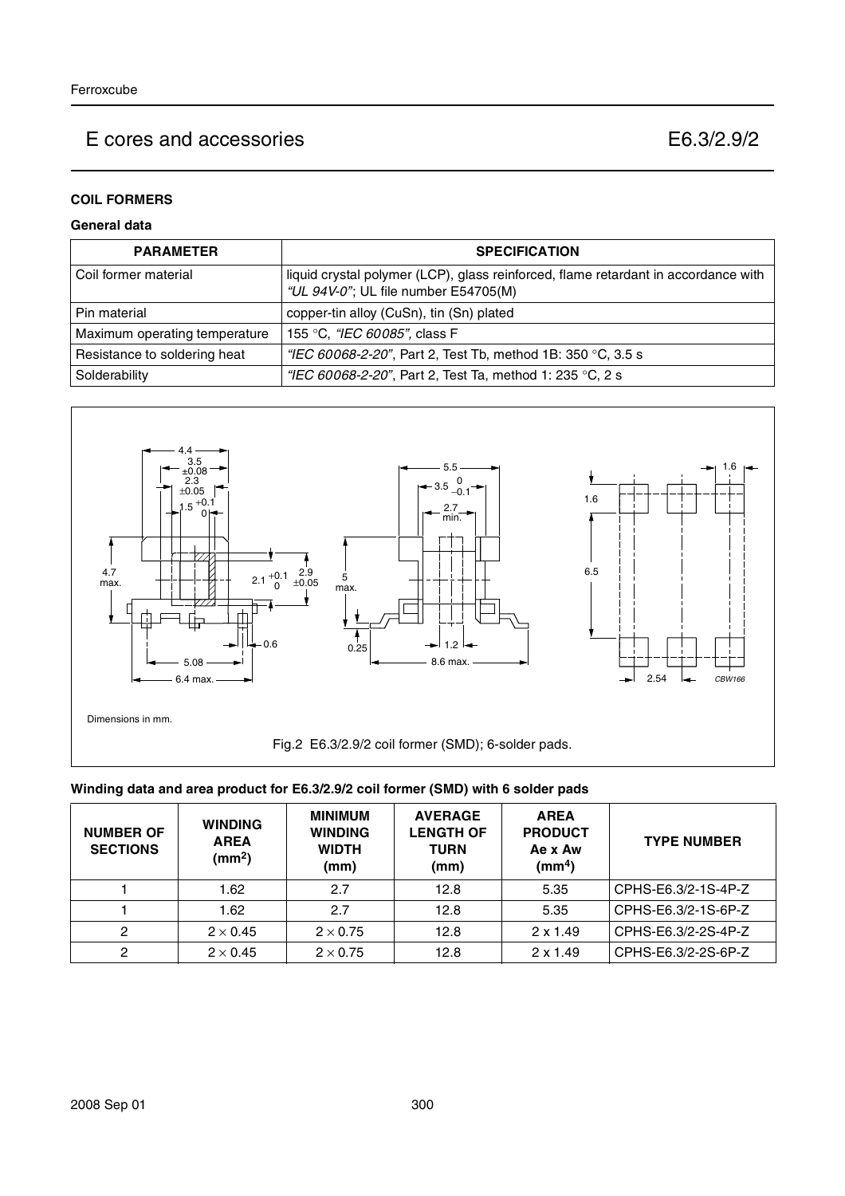## COIL FORMERS

### General data

| PARAMETER | SPECIFICATION |
|---|---|
| Coil former material | liquid crystal polymer (LCP), glass reinforced, flame retardant in accordance with *"UL 94V-0"*; UL file number E54705(M) |
| Pin material | copper-tin alloy (CuSn), tin (Sn) plated |
| Maximum operating temperature | 155 °C, *"IEC 60085"*, class F |
| Resistance to soldering heat | *"IEC 60068-2-20"*, Part 2, Test Tb, method 1B: 350 °C, 3.5 s |
| Solderability | *"IEC 60068-2-20"*, Part 2, Test Ta, method 1: 235 °C, 2 s |

Dimensions in mm.

Fig.2 E6.3/2.9/2 coil former (SMD); 6-solder pads.

### Winding data and area product for E6.3/2.9/2 coil former (SMD) with 6 solder pads

| NUMBER OF SECTIONS | WINDING AREA ($mm^2$) | MINIMUM WINDING WIDTH (mm) | AVERAGE LENGTH OF TURN (mm) | AREA PRODUCT Ae x Aw ($mm^4$) | TYPE NUMBER |
|---|---|---|---|---|---|
| 1 | 1.62 | 2.7 | 12.8 | 5.35 | CPHS-E6.3/2-1S-4P-Z |
| 1 | 1.62 | 2.7 | 12.8 | 5.35 | CPHS-E6.3/2-1S-6P-Z |
| 2 | 2 × 0.45 | 2 × 0.75 | 12.8 | 2 x 1.49 | CPHS-E6.3/2-2S-4P-Z |
| 2 | 2 × 0.45 | 2 × 0.75 | 12.8 | 2 x 1.49 | CPHS-E6.3/2-2S-6P-Z |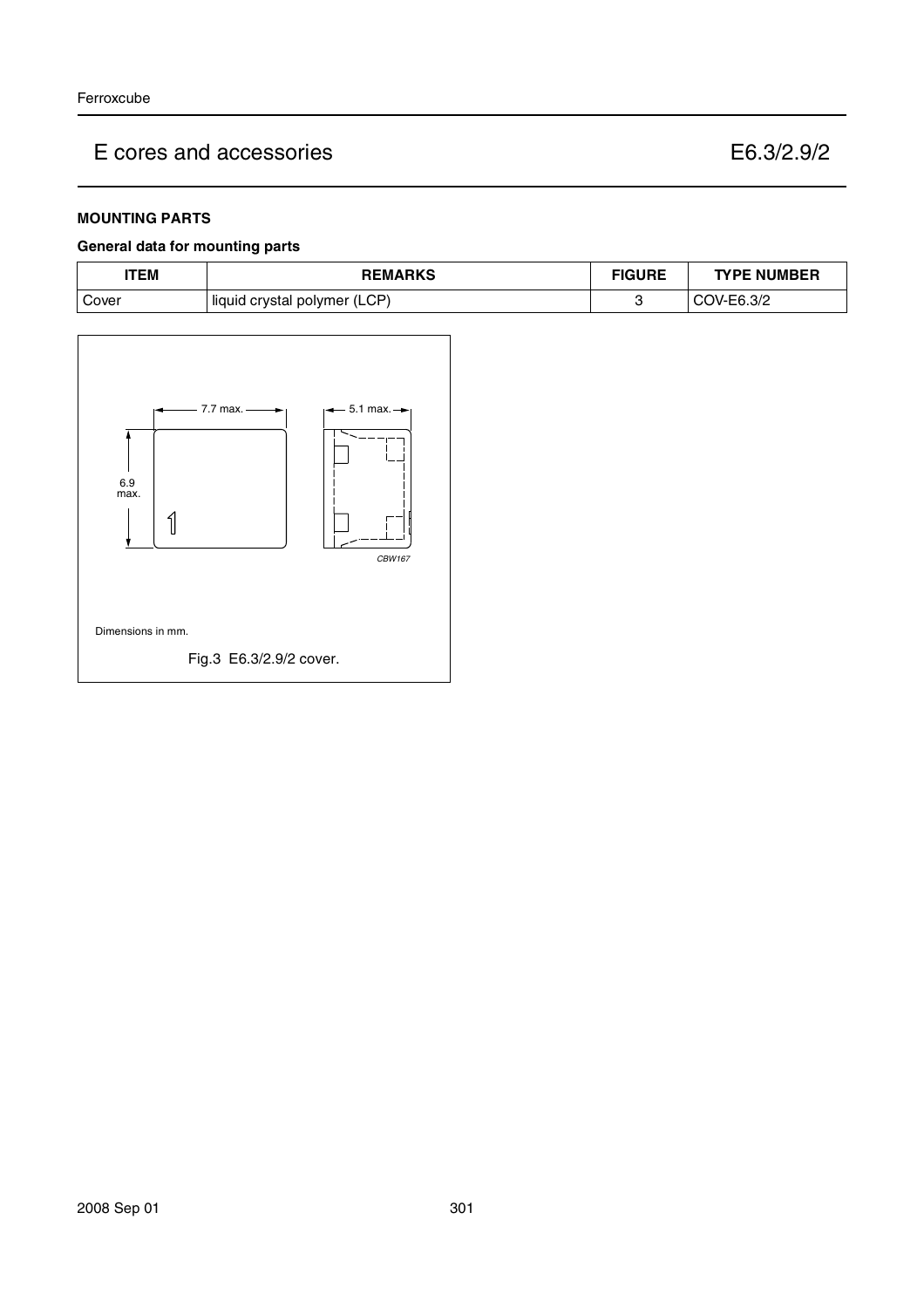# E cores and accessories — E6.3/2.9/2

### MOUNTING PARTS

**General data for mounting parts**

| ITEM | REMARKS | FIGURE | TYPE NUMBER |
|---|---|---|---|
| Cover | liquid crystal polymer (LCP) | 3 | COV-E6.3/2 |

7.7 max.

5.1 max.

6.9 max.

CBW167

Dimensions in mm.

Fig.3 E6.3/2.9/2 cover.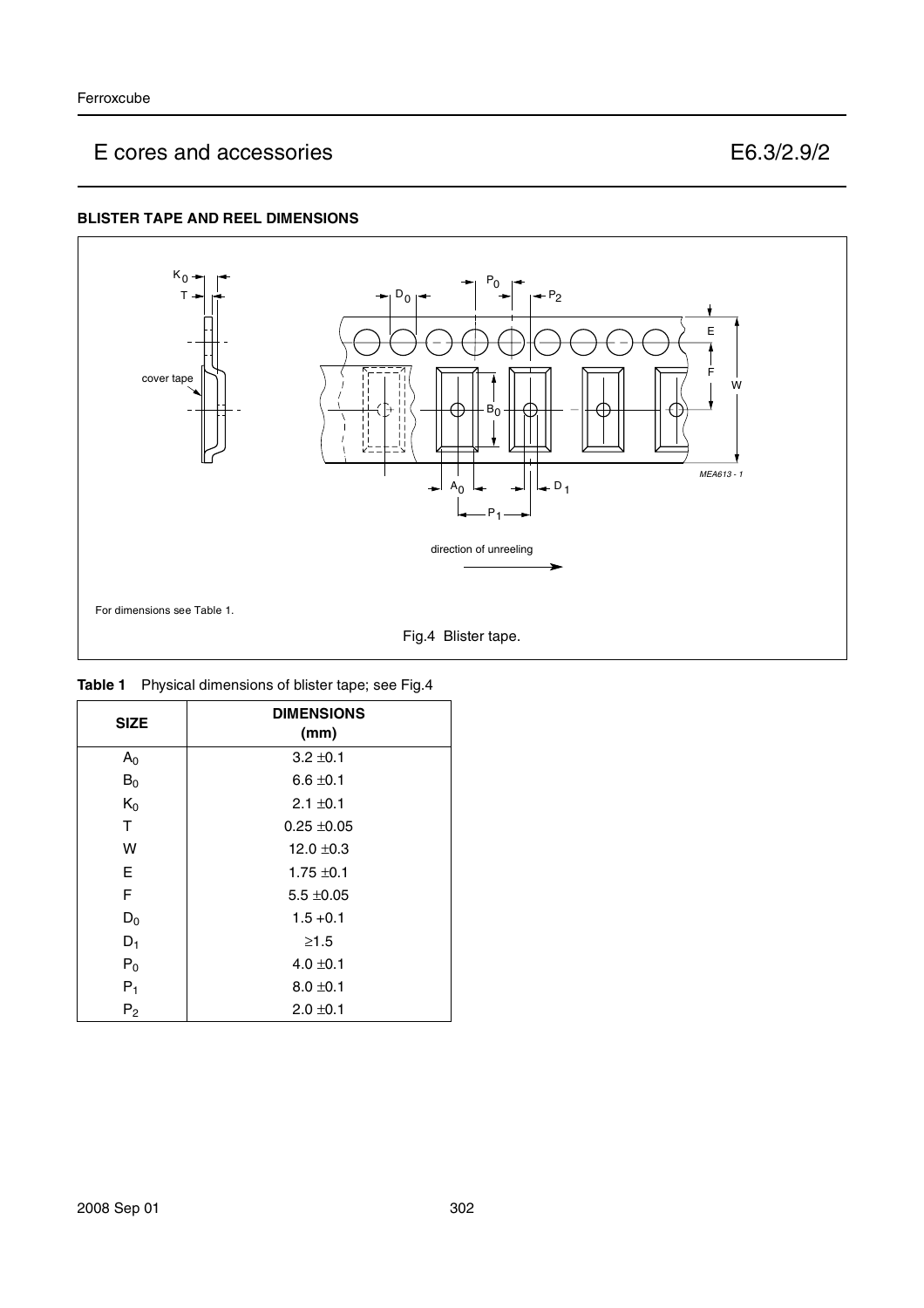## BLISTER TAPE AND REEL DIMENSIONS

For dimensions see Table 1.

Fig.4 Blister tape.

**Table 1** Physical dimensions of blister tape; see Fig.4

| SIZE | DIMENSIONS (mm) |
|---|---|
| $A_0$ | 3.2 ±0.1 |
| $B_0$ | 6.6 ±0.1 |
| $K_0$ | 2.1 ±0.1 |
| T | 0.25 ±0.05 |
| W | 12.0 ±0.3 |
| E | 1.75 ±0.1 |
| F | 5.5 ±0.05 |
| $D_0$ | 1.5 +0.1 |
| $D_1$ | ≥1.5 |
| $P_0$ | 4.0 ±0.1 |
| $P_1$ | 8.0 ±0.1 |
| $P_2$ | 2.0 ±0.1 |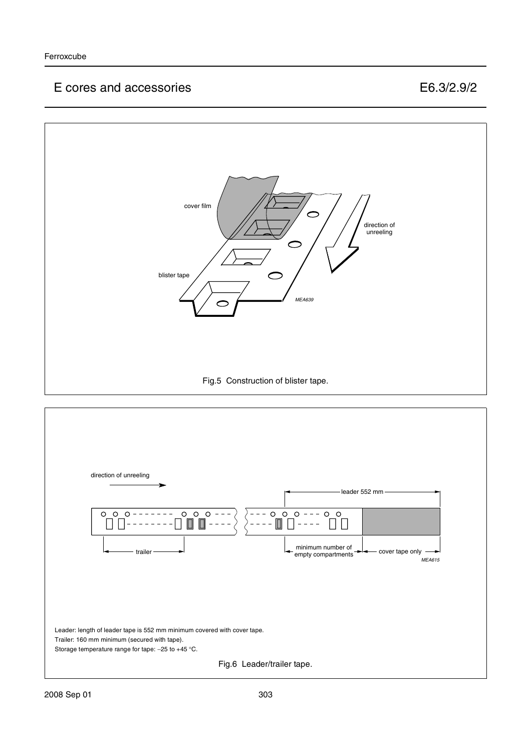Fig.5 Construction of blister tape.

Leader: length of leader tape is 552 mm minimum covered with cover tape.

Trailer: 160 mm minimum (secured with tape).

Storage temperature range for tape: −25 to +45 °C.

Fig.6 Leader/trailer tape.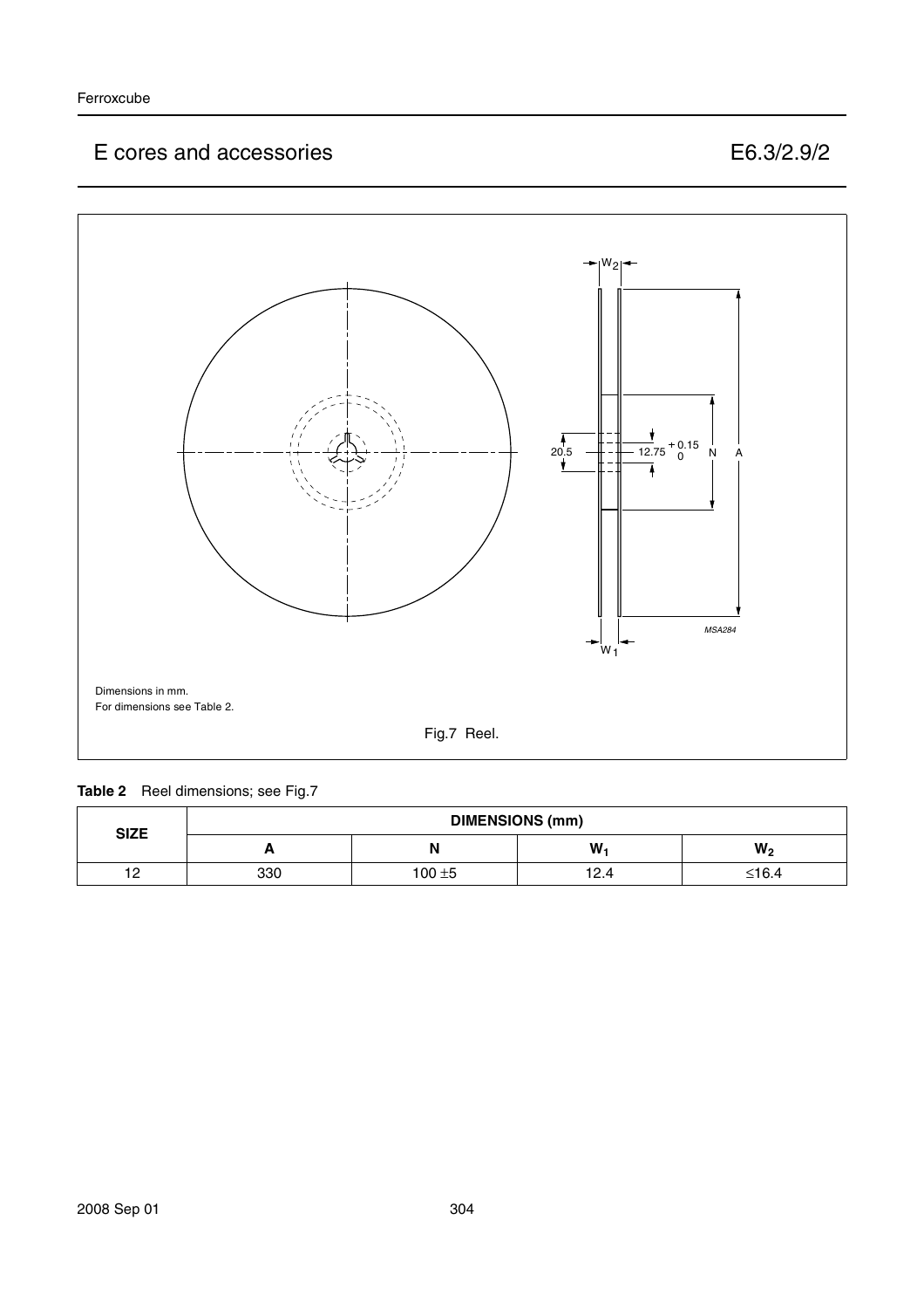Dimensions in mm.
For dimensions see Table 2.

Fig.7 Reel.

**Table 2** Reel dimensions; see Fig.7

| SIZE | DIMENSIONS (mm) | | | |
|---|---|---|---|---|
| | A | N | $W_1$ | $W_2$ |
| 12 | 330 | 100 ±5 | 12.4 | ≤16.4 |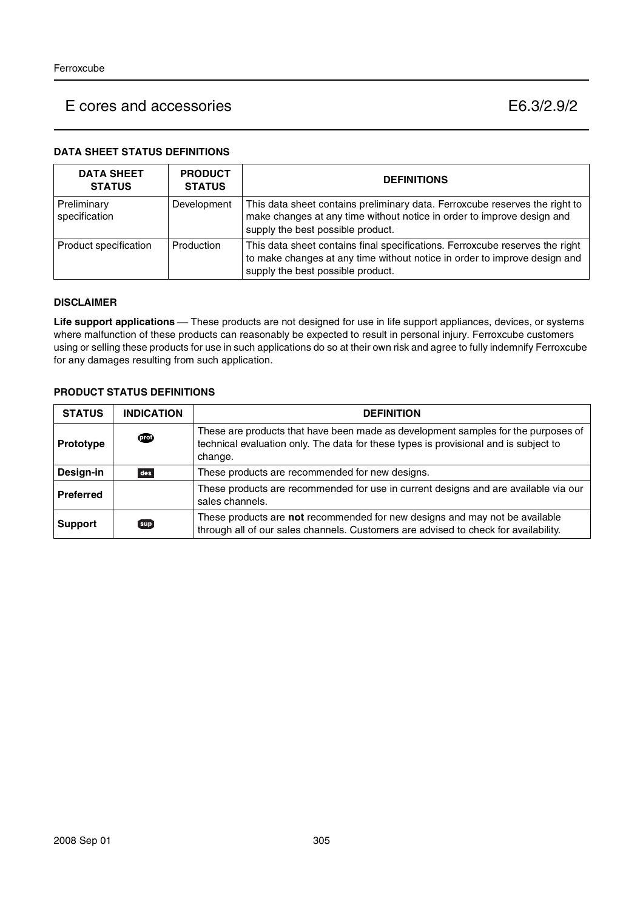## DATA SHEET STATUS DEFINITIONS

| DATA SHEET STATUS | PRODUCT STATUS | DEFINITIONS |
|---|---|---|
| Preliminary specification | Development | This data sheet contains preliminary data. Ferroxcube reserves the right to make changes at any time without notice in order to improve design and supply the best possible product. |
| Product specification | Production | This data sheet contains final specifications. Ferroxcube reserves the right to make changes at any time without notice in order to improve design and supply the best possible product. |

## DISCLAIMER

**Life support applications** — These products are not designed for use in life support appliances, devices, or systems where malfunction of these products can reasonably be expected to result in personal injury. Ferroxcube customers using or selling these products for use in such applications do so at their own risk and agree to fully indemnify Ferroxcube for any damages resulting from such application.

## PRODUCT STATUS DEFINITIONS

| STATUS | INDICATION | DEFINITION |
|---|---|---|
| **Prototype** | prot | These are products that have been made as development samples for the purposes of technical evaluation only. The data for these types is provisional and is subject to change. |
| **Design-in** | des | These products are recommended for new designs. |
| **Preferred** | | These products are recommended for use in current designs and are available via our sales channels. |
| **Support** | sup | These products are **not** recommended for new designs and may not be available through all of our sales channels. Customers are advised to check for availability. |